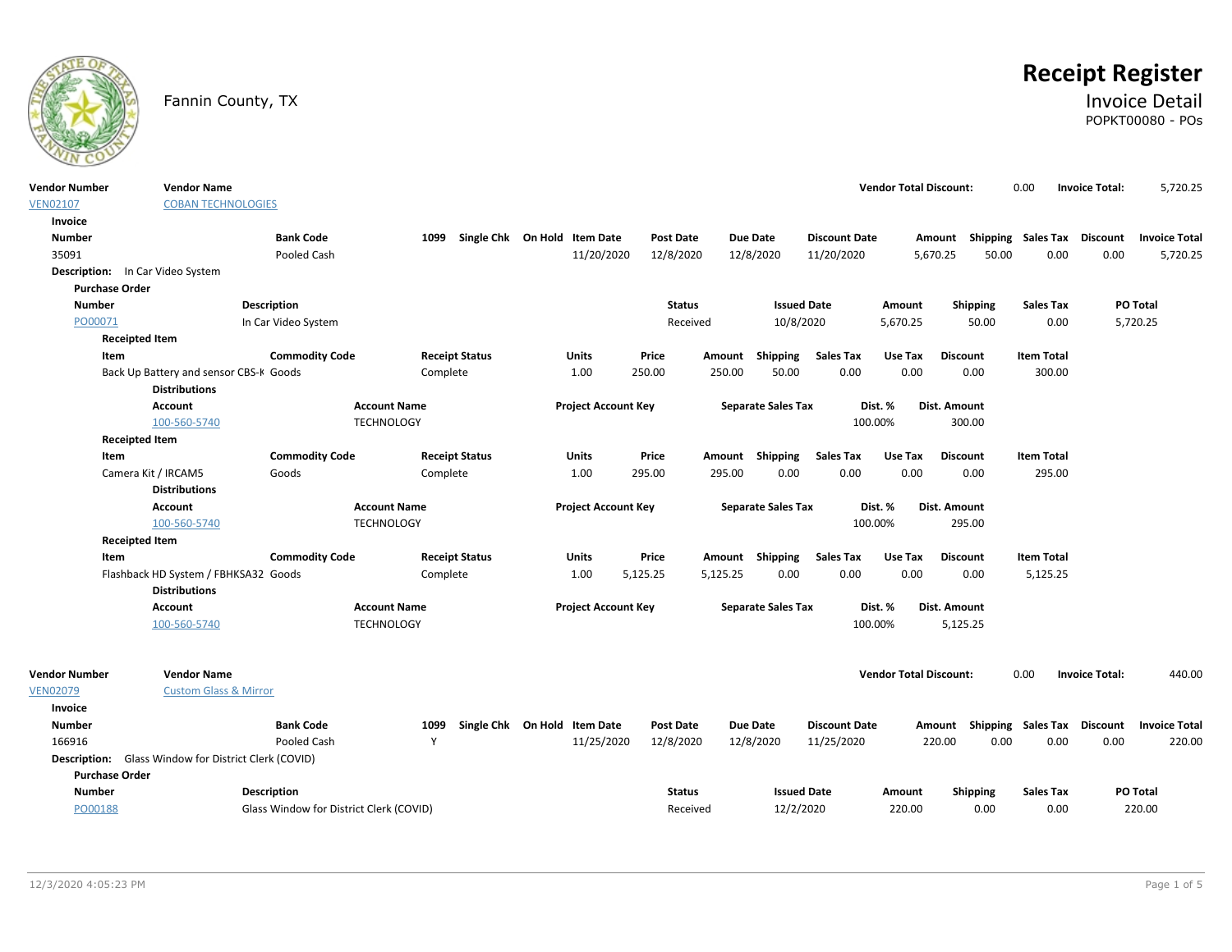# Receipt Register

Fannin County, TX

## Invoice Detail

POPKT00080 - POs

| Vendor Number | Vendor Name | Vendor Total Discount: | Invoice Total: |
|---|---|---|---|
| VEN02107 | COBAN TECHNOLOGIES | 0.00 | 5,720.25 |

**Invoice**

| Number | Bank Code | 1099 | Single Chk | On Hold | Item Date | Post Date | Due Date | Discount Date | Amount | Shipping | Sales Tax | Discount | Invoice Total |
|---|---|---|---|---|---|---|---|---|---|---|---|---|---|
| 35091 | Pooled Cash | | | | 11/20/2020 | 12/8/2020 | 12/8/2020 | 11/20/2020 | 5,670.25 | 50.00 | 0.00 | 0.00 | 5,720.25 |

**Description:** In Car Video System

**Purchase Order**

| Number | Description | Status | Issued Date | Amount | Shipping | Sales Tax | PO Total |
|---|---|---|---|---|---|---|---|
| PO00071 | In Car Video System | Received | 10/8/2020 | 5,670.25 | 50.00 | 0.00 | 5,720.25 |

**Receipted Item**

| Item | Commodity Code | Receipt Status | Units | Price | Amount | Shipping | Sales Tax | Use Tax | Discount | Item Total |
|---|---|---|---|---|---|---|---|---|---|---|
| Back Up Battery and sensor CBS-K | Goods | Complete | 1.00 | 250.00 | 250.00 | 50.00 | 0.00 | 0.00 | 0.00 | 300.00 |

**Distributions**

| Account | Account Name | Project Account Key | Separate Sales Tax | Dist. % | Dist. Amount |
|---|---|---|---|---|---|
| 100-560-5740 | TECHNOLOGY | | | 100.00% | 300.00 |

**Receipted Item**

| Item | Commodity Code | Receipt Status | Units | Price | Amount | Shipping | Sales Tax | Use Tax | Discount | Item Total |
|---|---|---|---|---|---|---|---|---|---|---|
| Camera Kit / IRCAM5 | Goods | Complete | 1.00 | 295.00 | 295.00 | 0.00 | 0.00 | 0.00 | 0.00 | 295.00 |

**Distributions**

| Account | Account Name | Project Account Key | Separate Sales Tax | Dist. % | Dist. Amount |
|---|---|---|---|---|---|
| 100-560-5740 | TECHNOLOGY | | | 100.00% | 295.00 |

**Receipted Item**

| Item | Commodity Code | Receipt Status | Units | Price | Amount | Shipping | Sales Tax | Use Tax | Discount | Item Total |
|---|---|---|---|---|---|---|---|---|---|---|
| Flashback HD System / FBHKSA32 | Goods | Complete | 1.00 | 5,125.25 | 5,125.25 | 0.00 | 0.00 | 0.00 | 0.00 | 5,125.25 |

**Distributions**

| Account | Account Name | Project Account Key | Separate Sales Tax | Dist. % | Dist. Amount |
|---|---|---|---|---|---|
| 100-560-5740 | TECHNOLOGY | | | 100.00% | 5,125.25 |

| Vendor Number | Vendor Name | Vendor Total Discount: | Invoice Total: |
|---|---|---|---|
| VEN02079 | Custom Glass & Mirror | 0.00 | 440.00 |

**Invoice**

| Number | Bank Code | 1099 | Single Chk | On Hold | Item Date | Post Date | Due Date | Discount Date | Amount | Shipping | Sales Tax | Discount | Invoice Total |
|---|---|---|---|---|---|---|---|---|---|---|---|---|---|
| 166916 | Pooled Cash | Y | | | 11/25/2020 | 12/8/2020 | 12/8/2020 | 11/25/2020 | 220.00 | 0.00 | 0.00 | 0.00 | 220.00 |

**Description:** Glass Window for District Clerk (COVID)

**Purchase Order**

| Number | Description | Status | Issued Date | Amount | Shipping | Sales Tax | PO Total |
|---|---|---|---|---|---|---|---|
| PO00188 | Glass Window for District Clerk (COVID) | Received | 12/2/2020 | 220.00 | 0.00 | 0.00 | 220.00 |

12/3/2020 4:05:23 PM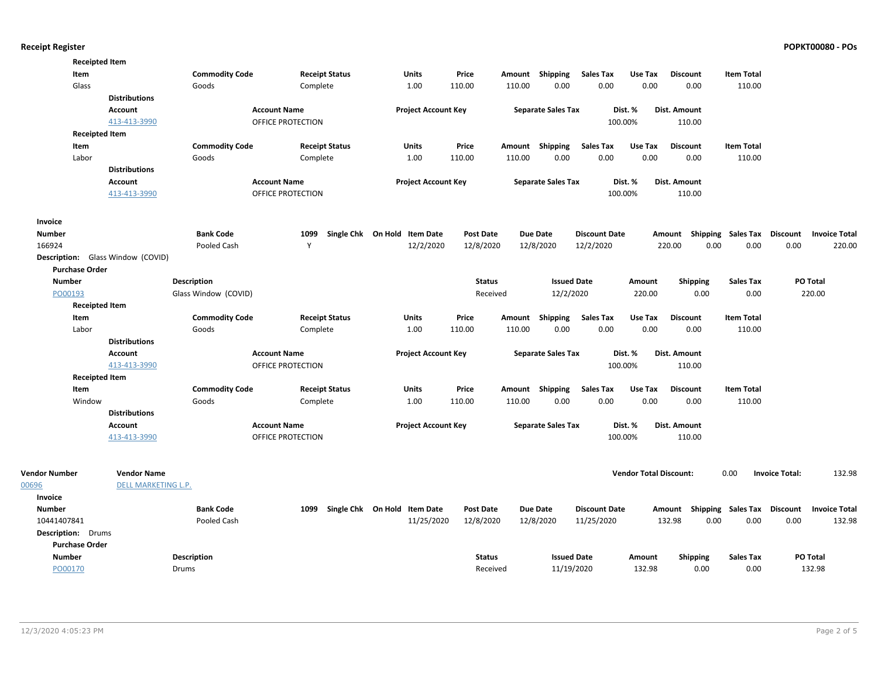**Receipted Item**

| Item | Commodity Code | Receipt Status | Units | Price | Amount | Shipping | Sales Tax | Use Tax | Discount | Item Total |
|---|---|---|---|---|---|---|---|---|---|---|
| Glass | Goods | Complete | 1.00 | 110.00 | 110.00 | 0.00 | 0.00 | 0.00 | 0.00 | 110.00 |

**Distributions**

| Account | Account Name | Project Account Key | Separate Sales Tax | Dist. % | Dist. Amount |
|---|---|---|---|---|---|
| 413-413-3990 | OFFICE PROTECTION | | | 100.00% | 110.00 |

**Receipted Item**

| Item | Commodity Code | Receipt Status | Units | Price | Amount | Shipping | Sales Tax | Use Tax | Discount | Item Total |
|---|---|---|---|---|---|---|---|---|---|---|
| Labor | Goods | Complete | 1.00 | 110.00 | 110.00 | 0.00 | 0.00 | 0.00 | 0.00 | 110.00 |

**Distributions**

| Account | Account Name | Project Account Key | Separate Sales Tax | Dist. % | Dist. Amount |
|---|---|---|---|---|---|
| 413-413-3990 | OFFICE PROTECTION | | | 100.00% | 110.00 |

**Invoice**

| Number | Bank Code | 1099 | Single Chk | On Hold | Item Date | Post Date | Due Date | Discount Date | Amount | Shipping | Sales Tax | Discount | Invoice Total |
|---|---|---|---|---|---|---|---|---|---|---|---|---|---|
| 166924 | Pooled Cash | Y | | | 12/2/2020 | 12/8/2020 | 12/8/2020 | 12/2/2020 | 220.00 | 0.00 | 0.00 | 0.00 | 220.00 |

**Description:** Glass Window (COVID)

**Purchase Order**

| Number | Description | Status | Issued Date | Amount | Shipping | Sales Tax | PO Total |
|---|---|---|---|---|---|---|---|
| PO00193 | Glass Window (COVID) | Received | 12/2/2020 | 220.00 | 0.00 | 0.00 | 220.00 |

**Receipted Item**

| Item | Commodity Code | Receipt Status | Units | Price | Amount | Shipping | Sales Tax | Use Tax | Discount | Item Total |
|---|---|---|---|---|---|---|---|---|---|---|
| Labor | Goods | Complete | 1.00 | 110.00 | 110.00 | 0.00 | 0.00 | 0.00 | 0.00 | 110.00 |

**Distributions**

| Account | Account Name | Project Account Key | Separate Sales Tax | Dist. % | Dist. Amount |
|---|---|---|---|---|---|
| 413-413-3990 | OFFICE PROTECTION | | | 100.00% | 110.00 |

**Receipted Item**

| Item | Commodity Code | Receipt Status | Units | Price | Amount | Shipping | Sales Tax | Use Tax | Discount | Item Total |
|---|---|---|---|---|---|---|---|---|---|---|
| Window | Goods | Complete | 1.00 | 110.00 | 110.00 | 0.00 | 0.00 | 0.00 | 0.00 | 110.00 |

**Distributions**

| Account | Account Name | Project Account Key | Separate Sales Tax | Dist. % | Dist. Amount |
|---|---|---|---|---|---|
| 413-413-3990 | OFFICE PROTECTION | | | 100.00% | 110.00 |

| Vendor Number | Vendor Name | Vendor Total Discount: | 0.00 | Invoice Total: | 132.98 |
|---|---|---|---|---|---|
| 00696 | DELL MARKETING L.P. | | | | |

**Invoice**

| Number | Bank Code | 1099 | Single Chk | On Hold | Item Date | Post Date | Due Date | Discount Date | Amount | Shipping | Sales Tax | Discount | Invoice Total |
|---|---|---|---|---|---|---|---|---|---|---|---|---|---|
| 10441407841 | Pooled Cash | | | | 11/25/2020 | 12/8/2020 | 12/8/2020 | 11/25/2020 | 132.98 | 0.00 | 0.00 | 0.00 | 132.98 |

**Description:** Drums

**Purchase Order**

| Number | Description | Status | Issued Date | Amount | Shipping | Sales Tax | PO Total |
|---|---|---|---|---|---|---|---|
| PO00170 | Drums | Received | 11/19/2020 | 132.98 | 0.00 | 0.00 | 132.98 |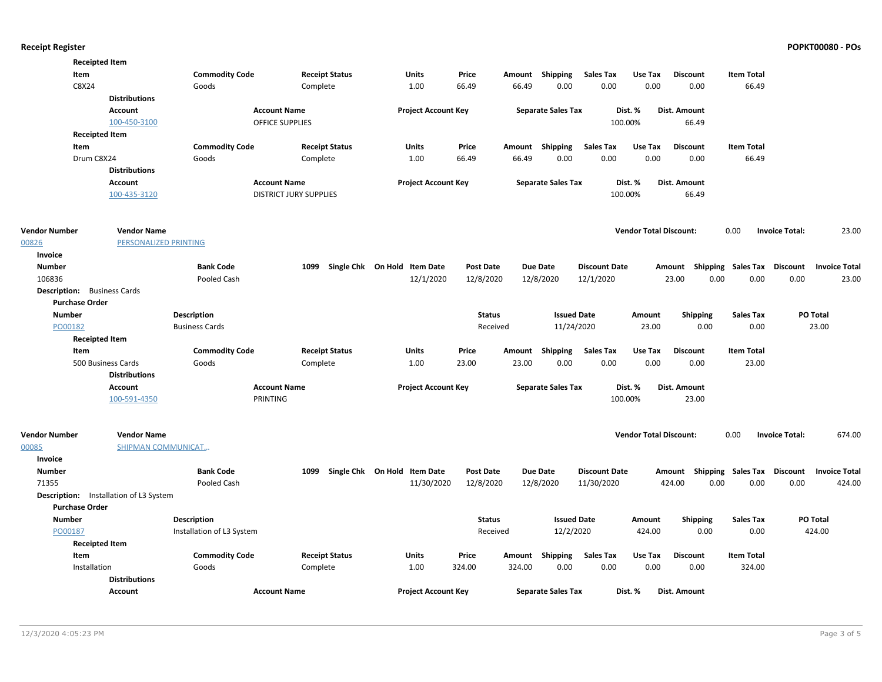**Receipted Item**

| Item | Commodity Code | Receipt Status | Units | Price | Amount | Shipping | Sales Tax | Use Tax | Discount | Item Total |
|---|---|---|---|---|---|---|---|---|---|---|
| C8X24 | Goods | Complete | 1.00 | 66.49 | 66.49 | 0.00 | 0.00 | 0.00 | 0.00 | 66.49 |

**Distributions**

| Account | Account Name | Project Account Key | Separate Sales Tax | Dist. % | Dist. Amount |
|---|---|---|---|---|---|
| 100-450-3100 | OFFICE SUPPLIES | | | 100.00% | 66.49 |

**Receipted Item**

| Item | Commodity Code | Receipt Status | Units | Price | Amount | Shipping | Sales Tax | Use Tax | Discount | Item Total |
|---|---|---|---|---|---|---|---|---|---|---|
| Drum C8X24 | Goods | Complete | 1.00 | 66.49 | 66.49 | 0.00 | 0.00 | 0.00 | 0.00 | 66.49 |

**Distributions**

| Account | Account Name | Project Account Key | Separate Sales Tax | Dist. % | Dist. Amount |
|---|---|---|---|---|---|
| 100-435-3120 | DISTRICT JURY SUPPLIES | | | 100.00% | 66.49 |

**Vendor Number** 00826 **Vendor Name** PERSONALIZED PRINTING — **Vendor Total Discount:** 0.00 **Invoice Total:** 23.00

**Invoice**

| Number | Bank Code | 1099 | Single Chk | On Hold | Item Date | Post Date | Due Date | Discount Date | Amount | Shipping | Sales Tax | Discount | Invoice Total |
|---|---|---|---|---|---|---|---|---|---|---|---|---|---|
| 106836 | Pooled Cash | | | | 12/1/2020 | 12/8/2020 | 12/8/2020 | 12/1/2020 | 23.00 | 0.00 | 0.00 | 0.00 | 23.00 |

**Description:** Business Cards

**Purchase Order**

| Number | Description | Status | Issued Date | Amount | Shipping | Sales Tax | PO Total |
|---|---|---|---|---|---|---|---|
| PO00182 | Business Cards | Received | 11/24/2020 | 23.00 | 0.00 | 0.00 | 23.00 |

**Receipted Item**

| Item | Commodity Code | Receipt Status | Units | Price | Amount | Shipping | Sales Tax | Use Tax | Discount | Item Total |
|---|---|---|---|---|---|---|---|---|---|---|
| 500 Business Cards | Goods | Complete | 1.00 | 23.00 | 23.00 | 0.00 | 0.00 | 0.00 | 0.00 | 23.00 |

**Distributions**

| Account | Account Name | Project Account Key | Separate Sales Tax | Dist. % | Dist. Amount |
|---|---|---|---|---|---|
| 100-591-4350 | PRINTING | | | 100.00% | 23.00 |

**Vendor Number** 00085 **Vendor Name** SHIPMAN COMMUNICAT... — **Vendor Total Discount:** 0.00 **Invoice Total:** 674.00

**Invoice**

| Number | Bank Code | 1099 | Single Chk | On Hold | Item Date | Post Date | Due Date | Discount Date | Amount | Shipping | Sales Tax | Discount | Invoice Total |
|---|---|---|---|---|---|---|---|---|---|---|---|---|---|
| 71355 | Pooled Cash | | | | 11/30/2020 | 12/8/2020 | 12/8/2020 | 11/30/2020 | 424.00 | 0.00 | 0.00 | 0.00 | 424.00 |

**Description:** Installation of L3 System

**Purchase Order**

| Number | Description | Status | Issued Date | Amount | Shipping | Sales Tax | PO Total |
|---|---|---|---|---|---|---|---|
| PO00187 | Installation of L3 System | Received | 12/2/2020 | 424.00 | 0.00 | 0.00 | 424.00 |

**Receipted Item**

| Item | Commodity Code | Receipt Status | Units | Price | Amount | Shipping | Sales Tax | Use Tax | Discount | Item Total |
|---|---|---|---|---|---|---|---|---|---|---|
| Installation | Goods | Complete | 1.00 | 324.00 | 324.00 | 0.00 | 0.00 | 0.00 | 0.00 | 324.00 |

**Distributions**

| Account | Account Name | Project Account Key | Separate Sales Tax | Dist. % | Dist. Amount |
|---|---|---|---|---|---|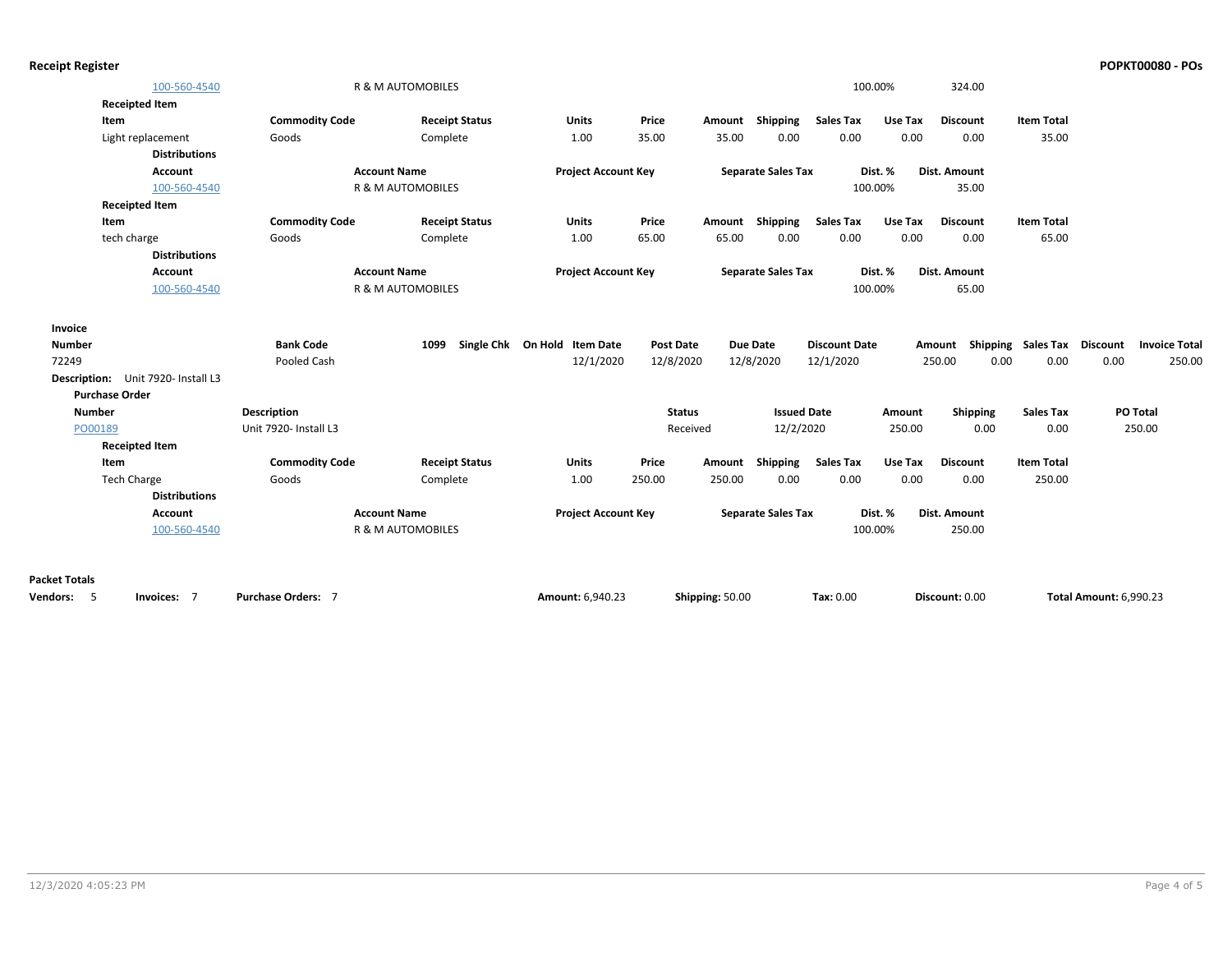## Receipt Register

**POPKT00080 - POs**

| Account | Account Name | Project Account Key | Separate Sales Tax | Dist. % | Dist. Amount |
|---|---|---|---|---|---|
| 100-560-4540 | R & M AUTOMOBILES | | | 100.00% | 324.00 |

**Receipted Item**

| Item | Commodity Code | Receipt Status | Units | Price | Amount | Shipping | Sales Tax | Use Tax | Discount | Item Total |
|---|---|---|---|---|---|---|---|---|---|---|
| Light replacement | Goods | Complete | 1.00 | 35.00 | 35.00 | 0.00 | 0.00 | 0.00 | 0.00 | 35.00 |

**Distributions**

| Account | Account Name | Project Account Key | Separate Sales Tax | Dist. % | Dist. Amount |
|---|---|---|---|---|---|
| 100-560-4540 | R & M AUTOMOBILES | | | 100.00% | 35.00 |

**Receipted Item**

| Item | Commodity Code | Receipt Status | Units | Price | Amount | Shipping | Sales Tax | Use Tax | Discount | Item Total |
|---|---|---|---|---|---|---|---|---|---|---|
| tech charge | Goods | Complete | 1.00 | 65.00 | 65.00 | 0.00 | 0.00 | 0.00 | 0.00 | 65.00 |

**Distributions**

| Account | Account Name | Project Account Key | Separate Sales Tax | Dist. % | Dist. Amount |
|---|---|---|---|---|---|
| 100-560-4540 | R & M AUTOMOBILES | | | 100.00% | 65.00 |

**Invoice**

| Number | Bank Code | 1099 | Single Chk | On Hold | Item Date | Post Date | Due Date | Discount Date | Amount | Shipping | Sales Tax | Discount | Invoice Total |
|---|---|---|---|---|---|---|---|---|---|---|---|---|---|
| 72249 | Pooled Cash | | | | 12/1/2020 | 12/8/2020 | 12/8/2020 | 12/1/2020 | 250.00 | 0.00 | 0.00 | 0.00 | 250.00 |

**Description:** Unit 7920- Install L3

**Purchase Order**

| Number | Description | Status | Issued Date | Amount | Shipping | Sales Tax | PO Total |
|---|---|---|---|---|---|---|---|
| PO00189 | Unit 7920- Install L3 | Received | 12/2/2020 | 250.00 | 0.00 | 0.00 | 250.00 |

**Receipted Item**

| Item | Commodity Code | Receipt Status | Units | Price | Amount | Shipping | Sales Tax | Use Tax | Discount | Item Total |
|---|---|---|---|---|---|---|---|---|---|---|
| Tech Charge | Goods | Complete | 1.00 | 250.00 | 250.00 | 0.00 | 0.00 | 0.00 | 0.00 | 250.00 |

**Distributions**

| Account | Account Name | Project Account Key | Separate Sales Tax | Dist. % | Dist. Amount |
|---|---|---|---|---|---|
| 100-560-4540 | R & M AUTOMOBILES | | | 100.00% | 250.00 |

**Packet Totals**

**Vendors:** 5 **Invoices:** 7 **Purchase Orders:** 7 **Amount:** 6,940.23 **Shipping:** 50.00 **Tax:** 0.00 **Discount:** 0.00 **Total Amount:** 6,990.23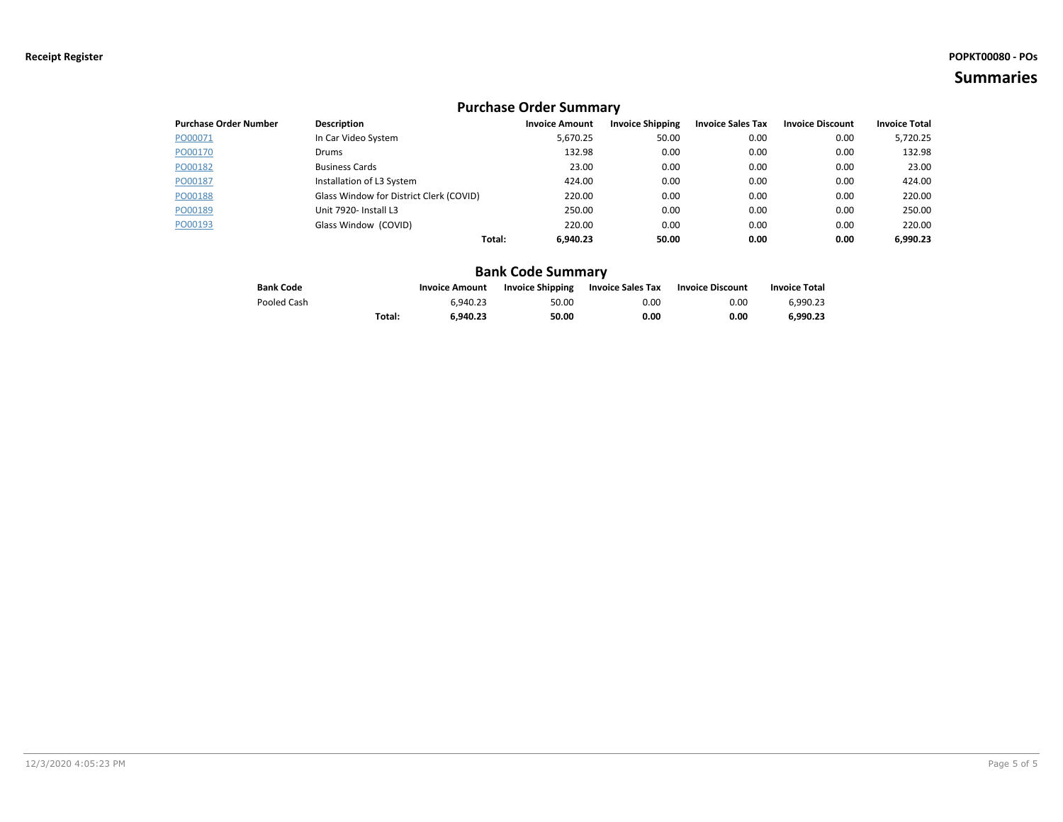**Receipt Register**

**POPKT00080 - POs**

# Summaries

## Purchase Order Summary

| Purchase Order Number | Description | Invoice Amount | Invoice Shipping | Invoice Sales Tax | Invoice Discount | Invoice Total |
|---|---|---|---|---|---|---|
| PO00071 | In Car Video System | 5,670.25 | 50.00 | 0.00 | 0.00 | 5,720.25 |
| PO00170 | Drums | 132.98 | 0.00 | 0.00 | 0.00 | 132.98 |
| PO00182 | Business Cards | 23.00 | 0.00 | 0.00 | 0.00 | 23.00 |
| PO00187 | Installation of L3 System | 424.00 | 0.00 | 0.00 | 0.00 | 424.00 |
| PO00188 | Glass Window for District Clerk (COVID) | 220.00 | 0.00 | 0.00 | 0.00 | 220.00 |
| PO00189 | Unit 7920- Install L3 | 250.00 | 0.00 | 0.00 | 0.00 | 250.00 |
| PO00193 | Glass Window (COVID) | 220.00 | 0.00 | 0.00 | 0.00 | 220.00 |
| | **Total:** | **6,940.23** | **50.00** | **0.00** | **0.00** | **6,990.23** |

## Bank Code Summary

| Bank Code | | Invoice Amount | Invoice Shipping | Invoice Sales Tax | Invoice Discount | Invoice Total |
|---|---|---|---|---|---|---|
| Pooled Cash | | 6,940.23 | 50.00 | 0.00 | 0.00 | 6,990.23 |
| | **Total:** | **6,940.23** | **50.00** | **0.00** | **0.00** | **6,990.23** |

12/3/2020 4:05:23 PM